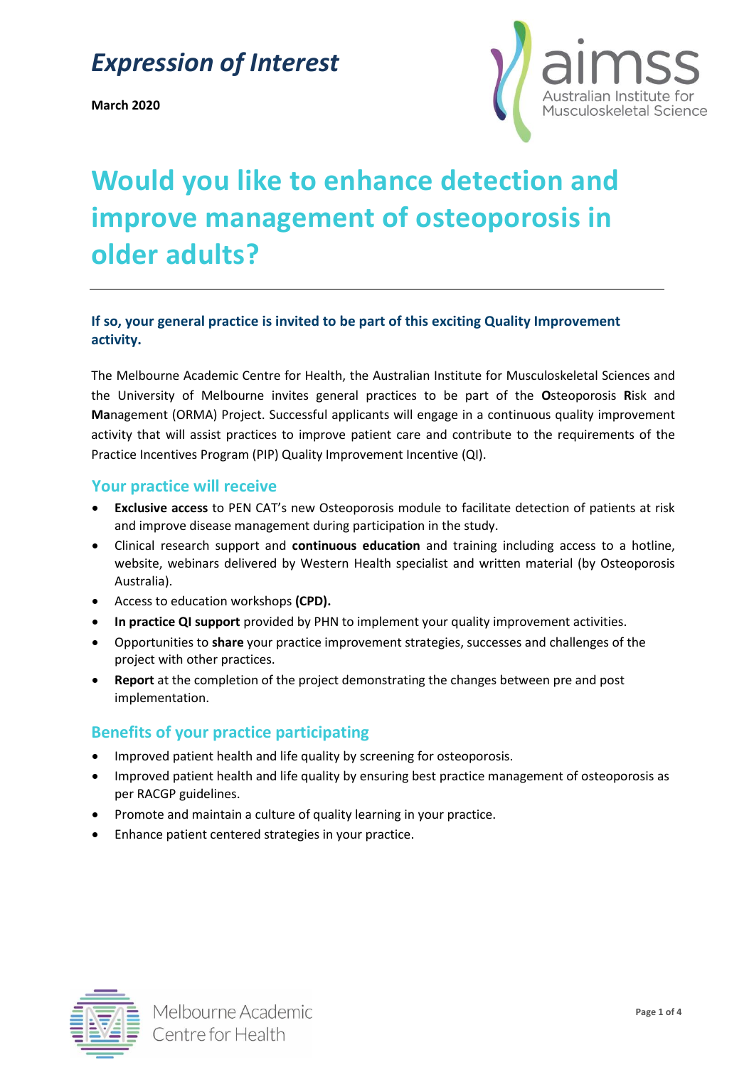*Expression of Interest*

**March 2020**

# Would you like to enhance detection and improve management of osteoporosis in older adults?

---

**If so, your general practice is invited to be part of this exciting Quality Improvement activity.**

The Melbourne Academic Centre for Health, the Australian Institute for Musculoskeletal Sciences and the University of Melbourne invites general practices to be part of the **O**steoporosis **R**isk and **Ma**nagement (ORMA) Project. Successful applicants will engage in a continuous quality improvement activity that will assist practices to improve patient care and contribute to the requirements of the Practice Incentives Program (PIP) Quality Improvement Incentive (QI).

## Your practice will receive

- **Exclusive access** to PEN CAT's new Osteoporosis module to facilitate detection of patients at risk and improve disease management during participation in the study.
- Clinical research support and **continuous education** and training including access to a hotline, website, webinars delivered by Western Health specialist and written material (by Osteoporosis Australia).
- Access to education workshops **(CPD).**
- **In practice QI support** provided by PHN to implement your quality improvement activities.
- Opportunities to **share** your practice improvement strategies, successes and challenges of the project with other practices.
- **Report** at the completion of the project demonstrating the changes between pre and post implementation.

## Benefits of your practice participating

- Improved patient health and life quality by screening for osteoporosis.
- Improved patient health and life quality by ensuring best practice management of osteoporosis as per RACGP guidelines.
- Promote and maintain a culture of quality learning in your practice.
- Enhance patient centered strategies in your practice.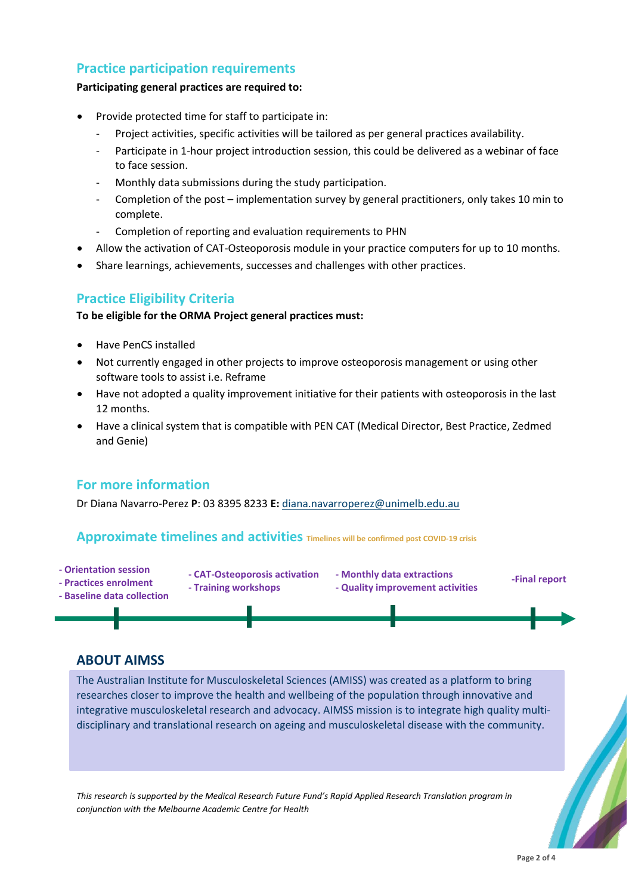## Practice participation requirements

**Participating general practices are required to:**

- Provide protected time for staff to participate in:
  - Project activities, specific activities will be tailored as per general practices availability.
  - Participate in 1-hour project introduction session, this could be delivered as a webinar of face to face session.
  - Monthly data submissions during the study participation.
  - Completion of the post – implementation survey by general practitioners, only takes 10 min to complete.
  - Completion of reporting and evaluation requirements to PHN
- Allow the activation of CAT-Osteoporosis module in your practice computers for up to 10 months.
- Share learnings, achievements, successes and challenges with other practices.

## Practice Eligibility Criteria

**To be eligible for the ORMA Project general practices must:**

- Have PenCS installed
- Not currently engaged in other projects to improve osteoporosis management or using other software tools to assist i.e. Reframe
- Have not adopted a quality improvement initiative for their patients with osteoporosis in the last 12 months.
- Have a clinical system that is compatible with PEN CAT (Medical Director, Best Practice, Zedmed and Genie)

## For more information

Dr Diana Navarro-Perez **P**: 03 8395 8233 **E:** diana.navarroperez@unimelb.edu.au

## Approximate timelines and activities

Timelines will be confirmed post COVID-19 crisis

1. - Orientation session
   - Practices enrolment
   - Baseline data collection
2. - CAT-Osteoporosis activation
   - Training workshops
3. - Monthly data extractions
   - Quality improvement activities
4. - Final report

## ABOUT AIMSS

The Australian Institute for Musculoskeletal Sciences (AMISS) was created as a platform to bring researches closer to improve the health and wellbeing of the population through innovative and integrative musculoskeletal research and advocacy. AIMSS mission is to integrate high quality multi-disciplinary and translational research on ageing and musculoskeletal disease with the community.

*This research is supported by the Medical Research Future Fund's Rapid Applied Research Translation program in conjunction with the Melbourne Academic Centre for Health*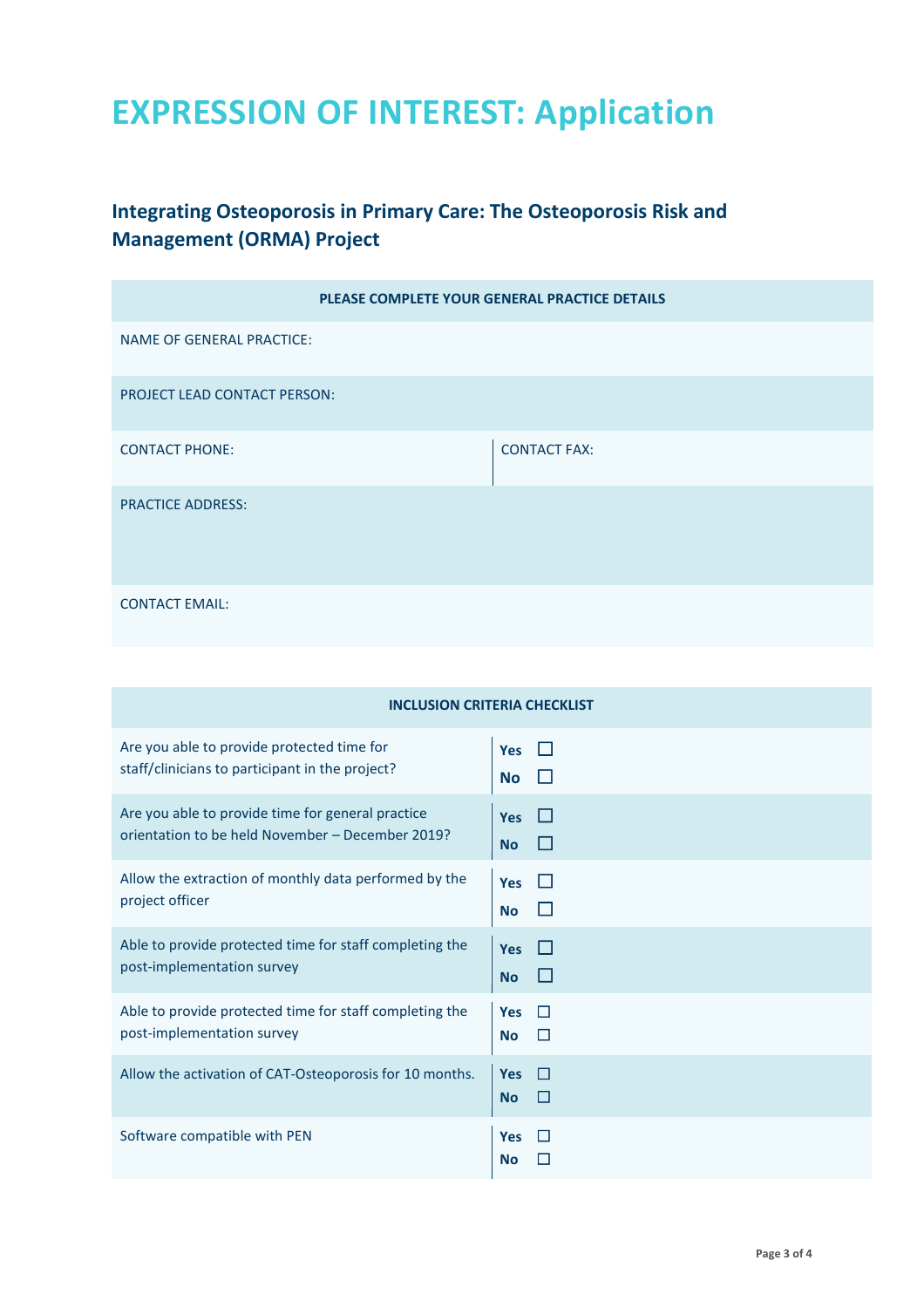# EXPRESSION OF INTEREST: Application

## Integrating Osteoporosis in Primary Care: The Osteoporosis Risk and Management (ORMA) Project

| PLEASE COMPLETE YOUR GENERAL PRACTICE DETAILS | |
|---|---|
| NAME OF GENERAL PRACTICE: | |
| PROJECT LEAD CONTACT PERSON: | |
| CONTACT PHONE: | CONTACT FAX: |
| PRACTICE ADDRESS: | |
| CONTACT EMAIL: | |

| INCLUSION CRITERIA CHECKLIST | |
|---|---|
| Are you able to provide protected time for staff/clinicians to participant in the project? | **Yes** ☐ **No** ☐ |
| Are you able to provide time for general practice orientation to be held November – December 2019? | **Yes** ☐ **No** ☐ |
| Allow the extraction of monthly data performed by the project officer | **Yes** ☐ **No** ☐ |
| Able to provide protected time for staff completing the post-implementation survey | **Yes** ☐ **No** ☐ |
| Able to provide protected time for staff completing the post-implementation survey | **Yes** ☐ **No** ☐ |
| Allow the activation of CAT-Osteoporosis for 10 months. | **Yes** ☐ **No** ☐ |
| Software compatible with PEN | **Yes** ☐ **No** ☐ |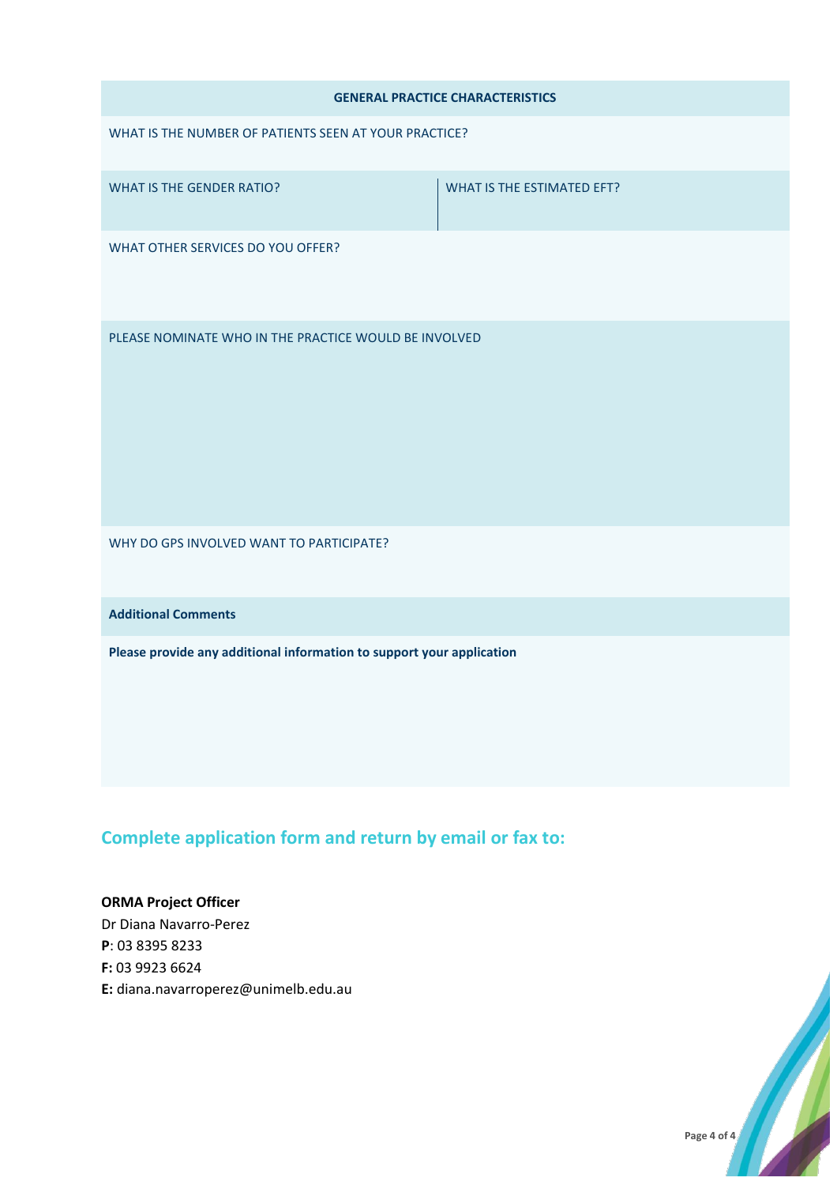| GENERAL PRACTICE CHARACTERISTICS | |
|---|---|
| WHAT IS THE NUMBER OF PATIENTS SEEN AT YOUR PRACTICE? | |
| WHAT IS THE GENDER RATIO? | WHAT IS THE ESTIMATED EFT? |
| WHAT OTHER SERVICES DO YOU OFFER? | |
| PLEASE NOMINATE WHO IN THE PRACTICE WOULD BE INVOLVED | |
| WHY DO GPS INVOLVED WANT TO PARTICIPATE? | |

| **Additional Comments** |
|---|
| **Please provide any additional information to support your application** |

## Complete application form and return by email or fax to:

**ORMA Project Officer**
Dr Diana Navarro-Perez
**P**: 03 8395 8233
**F:** 03 9923 6624
**E:** diana.navarroperez@unimelb.edu.au